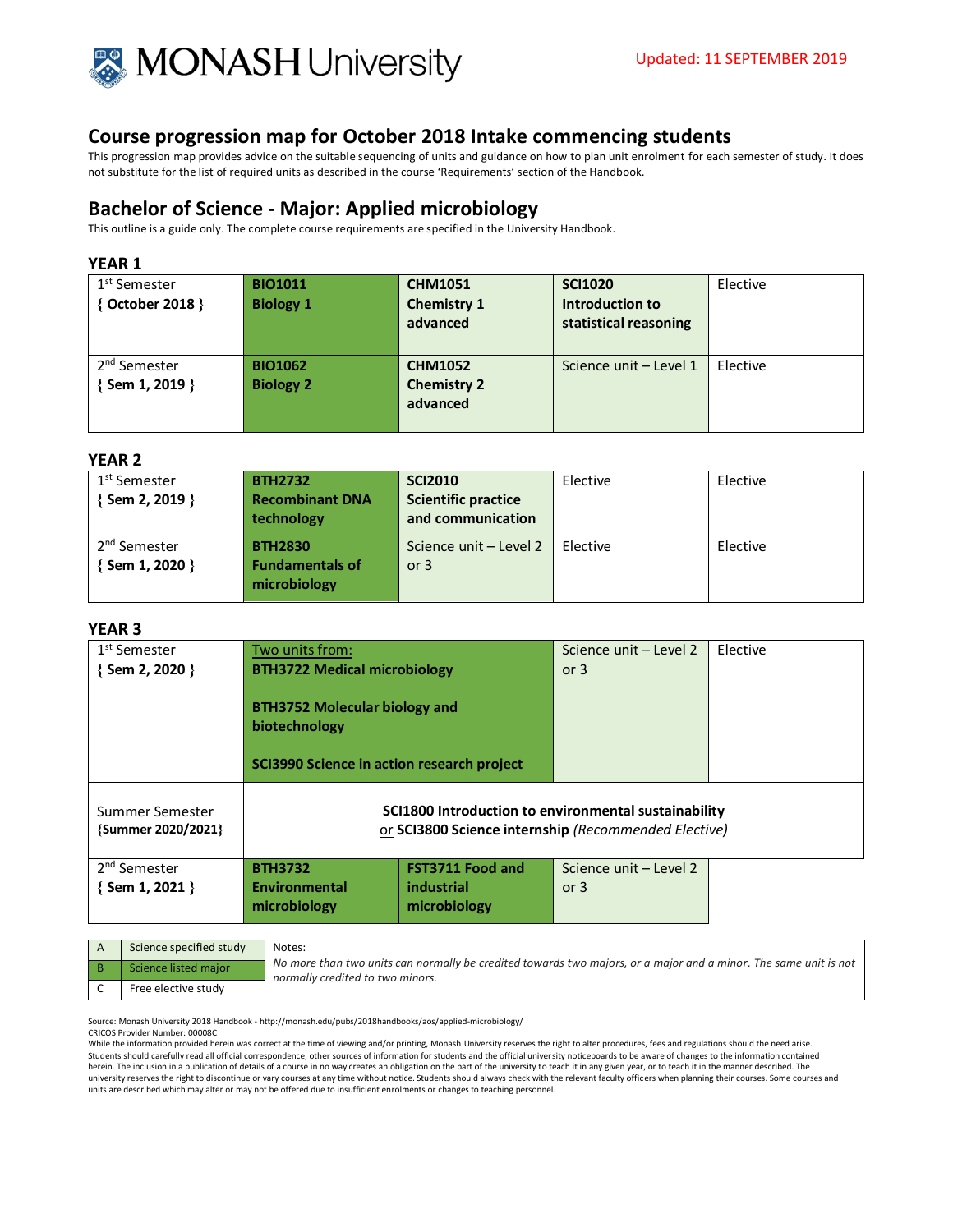Updated: 11 SEPTEMBER 2019

# Course progression map for October 2018 Intake commencing students

This progression map provides advice on the suitable sequencing of units and guidance on how to plan unit enrolment for each semester of study. It does not substitute for the list of required units as described in the course 'Requirements' section of the Handbook.

## Bachelor of Science - Major: Applied microbiology

This outline is a guide only. The complete course requirements are specified in the University Handbook.

### YEAR 1

| Semester | | | | |
|---|---|---|---|---|
| 1st Semester { October 2018 } | **BIO1011 Biology 1** | **CHM1051 Chemistry 1 advanced** | **SCI1020 Introduction to statistical reasoning** | Elective |
| 2nd Semester { Sem 1, 2019 } | **BIO1062 Biology 2** | **CHM1052 Chemistry 2 advanced** | Science unit – Level 1 | Elective |

### YEAR 2

| Semester | | | | |
|---|---|---|---|---|
| 1st Semester { Sem 2, 2019 } | **BTH2732 Recombinant DNA technology** | **SCI2010 Scientific practice and communication** | Elective | Elective |
| 2nd Semester { Sem 1, 2020 } | **BTH2830 Fundamentals of microbiology** | Science unit – Level 2 or 3 | Elective | Elective |

### YEAR 3

| Semester | | | | |
|---|---|---|---|---|
| 1st Semester { Sem 2, 2020 } | Two units from: **BTH3722 Medical microbiology**; **BTH3752 Molecular biology and biotechnology**; **SCI3990 Science in action research project** | | Science unit – Level 2 or 3 | Elective |
| Summer Semester {Summer 2020/2021} | **SCI1800 Introduction to environmental sustainability** or **SCI3800 Science internship** *(Recommended Elective)* | | | |
| 2nd Semester { Sem 1, 2021 } | **BTH3732 Environmental microbiology** | **FST3711 Food and industrial microbiology** | Science unit – Level 2 or 3 | |

| | | |
|---|---|---|
| A | Science specified study | Notes: *No more than two units can normally be credited towards two majors, or a major and a minor. The same unit is not normally credited to two minors.* |
| B | Science listed major | |
| C | Free elective study | |

Source: Monash University 2018 Handbook - http://monash.edu/pubs/2018handbooks/aos/applied-microbiology/
CRICOS Provider Number: 00008C
While the information provided herein was correct at the time of viewing and/or printing, Monash University reserves the right to alter procedures, fees and regulations should the need arise. Students should carefully read all official correspondence, other sources of information for students and the official university noticeboards to be aware of changes to the information contained herein. The inclusion in a publication of details of a course in no way creates an obligation on the part of the university to teach it in any given year, or to teach it in the manner described. The university reserves the right to discontinue or vary courses at any time without notice. Students should always check with the relevant faculty officers when planning their courses. Some courses and units are described which may alter or may not be offered due to insufficient enrolments or changes to teaching personnel.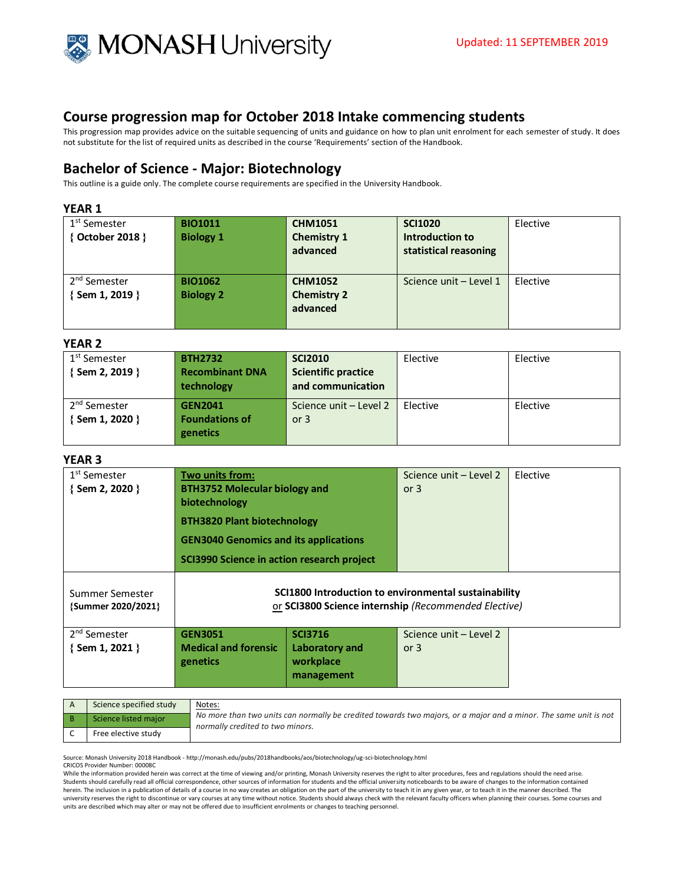Updated: 11 SEPTEMBER 2019

## Course progression map for October 2018 Intake commencing students

This progression map provides advice on the suitable sequencing of units and guidance on how to plan unit enrolment for each semester of study. It does not substitute for the list of required units as described in the course 'Requirements' section of the Handbook.

## Bachelor of Science - Major: Biotechnology

This outline is a guide only. The complete course requirements are specified in the University Handbook.

### YEAR 1

| Semester | | | | |
|---|---|---|---|---|
| 1st Semester **{ October 2018 }** | **BIO1011 Biology 1** | **CHM1051 Chemistry 1 advanced** | **SCI1020 Introduction to statistical reasoning** | Elective |
| 2nd Semester **{ Sem 1, 2019 }** | **BIO1062 Biology 2** | **CHM1052 Chemistry 2 advanced** | Science unit – Level 1 | Elective |

### YEAR 2

| Semester | | | | |
|---|---|---|---|---|
| 1st Semester **{ Sem 2, 2019 }** | **BTH2732 Recombinant DNA technology** | **SCI2010 Scientific practice and communication** | Elective | Elective |
| 2nd Semester **{ Sem 1, 2020 }** | **GEN2041 Foundations of genetics** | Science unit – Level 2 or 3 | Elective | Elective |

### YEAR 3

| Semester | | | | |
|---|---|---|---|---|
| 1st Semester **{ Sem 2, 2020 }** | **Two units from:** **BTH3752 Molecular biology and biotechnology**; **BTH3820 Plant biotechnology**; **GEN3040 Genomics and its applications**; **SCI3990 Science in action research project** | | Science unit – Level 2 or 3 | Elective |
| Summer Semester **{Summer 2020/2021}** | **SCI1800 Introduction to environmental sustainability** or **SCI3800 Science internship** *(Recommended Elective)* | | | |
| 2nd Semester **{ Sem 1, 2021 }** | **GEN3051 Medical and forensic genetics** | **SCI3716 Laboratory and workplace management** | Science unit – Level 2 or 3 | |

| Key | |
|---|---|
| A | Science specified study |
| B | Science listed major |
| C | Free elective study |

Notes:

*No more than two units can normally be credited towards two majors, or a major and a minor. The same unit is not normally credited to two minors.*

Source: Monash University 2018 Handbook - http://monash.edu/pubs/2018handbooks/aos/biotechnology/ug-sci-biotechnology.html
CRICOS Provider Number: 00008C
While the information provided herein was correct at the time of viewing and/or printing, Monash University reserves the right to alter procedures, fees and regulations should the need arise. Students should carefully read all official correspondence, other sources of information for students and the official university noticeboards to be aware of changes to the information contained herein. The inclusion in a publication of details of a course in no way creates an obligation on the part of the university to teach it in any given year, or to teach it in the manner described. The university reserves the right to discontinue or vary courses at any time without notice. Students should always check with the relevant faculty officers when planning their courses. Some courses and units are described which may alter or may not be offered due to insufficient enrolments or changes to teaching personnel.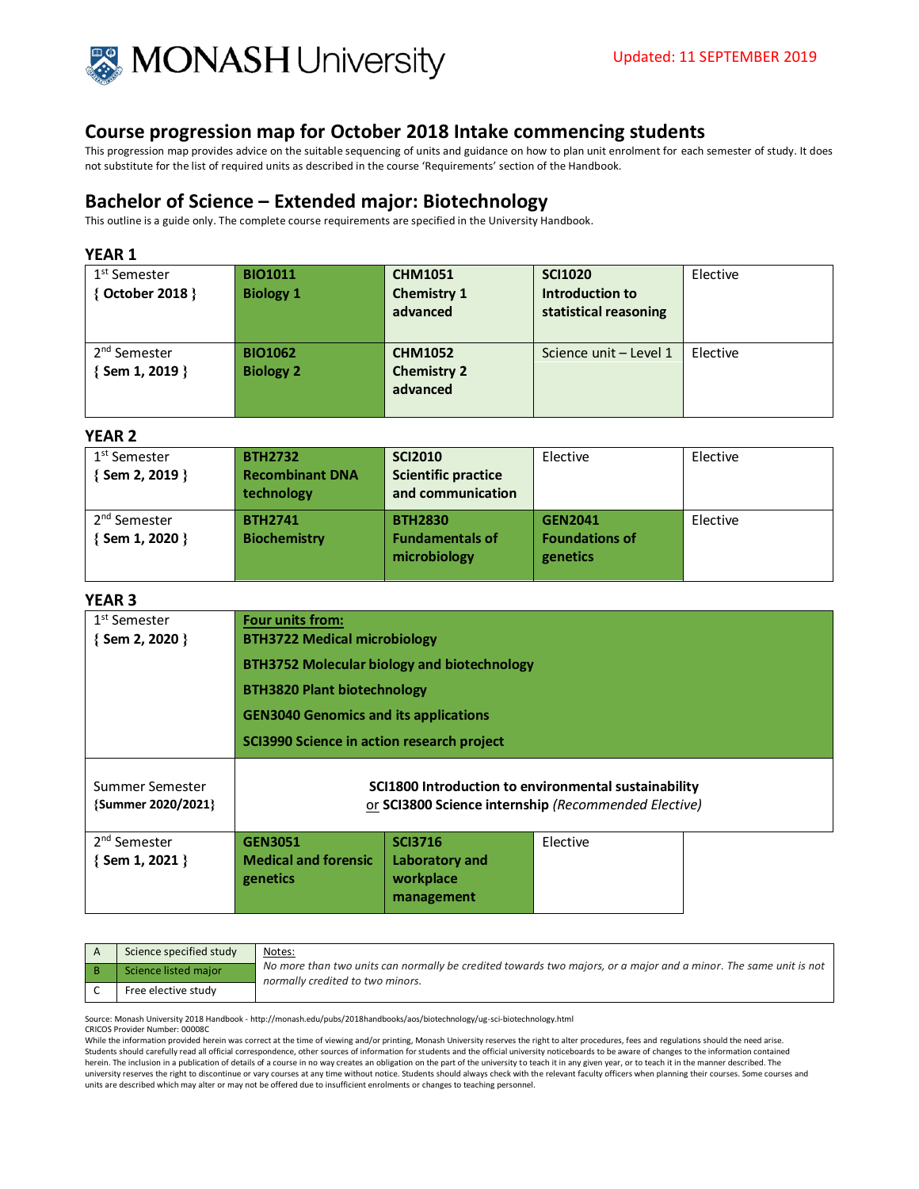Updated: 11 SEPTEMBER 2019

## Course progression map for October 2018 Intake commencing students

This progression map provides advice on the suitable sequencing of units and guidance on how to plan unit enrolment for each semester of study. It does not substitute for the list of required units as described in the course 'Requirements' section of the Handbook.

## Bachelor of Science – Extended major: Biotechnology

This outline is a guide only. The complete course requirements are specified in the University Handbook.

### YEAR 1

| | | | | |
|---|---|---|---|---|
| 1st Semester { October 2018 } | **BIO1011 Biology 1** | **CHM1051 Chemistry 1 advanced** | **SCI1020 Introduction to statistical reasoning** | Elective |
| 2nd Semester { Sem 1, 2019 } | **BIO1062 Biology 2** | **CHM1052 Chemistry 2 advanced** | Science unit – Level 1 | Elective |

### YEAR 2

| | | | | |
|---|---|---|---|---|
| 1st Semester { Sem 2, 2019 } | **BTH2732 Recombinant DNA technology** | **SCI2010 Scientific practice and communication** | Elective | Elective |
| 2nd Semester { Sem 1, 2020 } | **BTH2741 Biochemistry** | **BTH2830 Fundamentals of microbiology** | **GEN2041 Foundations of genetics** | Elective |

### YEAR 3

| | | | | |
|---|---|---|---|---|
| 1st Semester { Sem 2, 2020 } | **Four units from:**<br>**BTH3722 Medical microbiology**<br>**BTH3752 Molecular biology and biotechnology**<br>**BTH3820 Plant biotechnology**<br>**GEN3040 Genomics and its applications**<br>**SCI3990 Science in action research project** | | | |
| Summer Semester {Summer 2020/2021} | **SCI1800 Introduction to environmental sustainability** or **SCI3800 Science internship** *(Recommended Elective)* | | | |
| 2nd Semester { Sem 1, 2021 } | **GEN3051 Medical and forensic genetics** | **SCI3716 Laboratory and workplace management** | Elective | |

| | | |
|---|---|---|
| A | Science specified study | Notes:<br>*No more than two units can normally be credited towards two majors, or a major and a minor. The same unit is not normally credited to two minors.* |
| B | Science listed major | |
| C | Free elective study | |

Source: Monash University 2018 Handbook - http://monash.edu/pubs/2018handbooks/aos/biotechnology/ug-sci-biotechnology.html
CRICOS Provider Number: 00008C
While the information provided herein was correct at the time of viewing and/or printing, Monash University reserves the right to alter procedures, fees and regulations should the need arise. Students should carefully read all official correspondence, other sources of information for students and the official university noticeboards to be aware of changes to the information contained herein. The inclusion in a publication of details of a course in no way creates an obligation on the part of the university to teach it in any given year, or to teach it in the manner described. The university reserves the right to discontinue or vary courses at any time without notice. Students should always check with the relevant faculty officers when planning their courses. Some courses and units are described which may alter or may not be offered due to insufficient enrolments or changes to teaching personnel.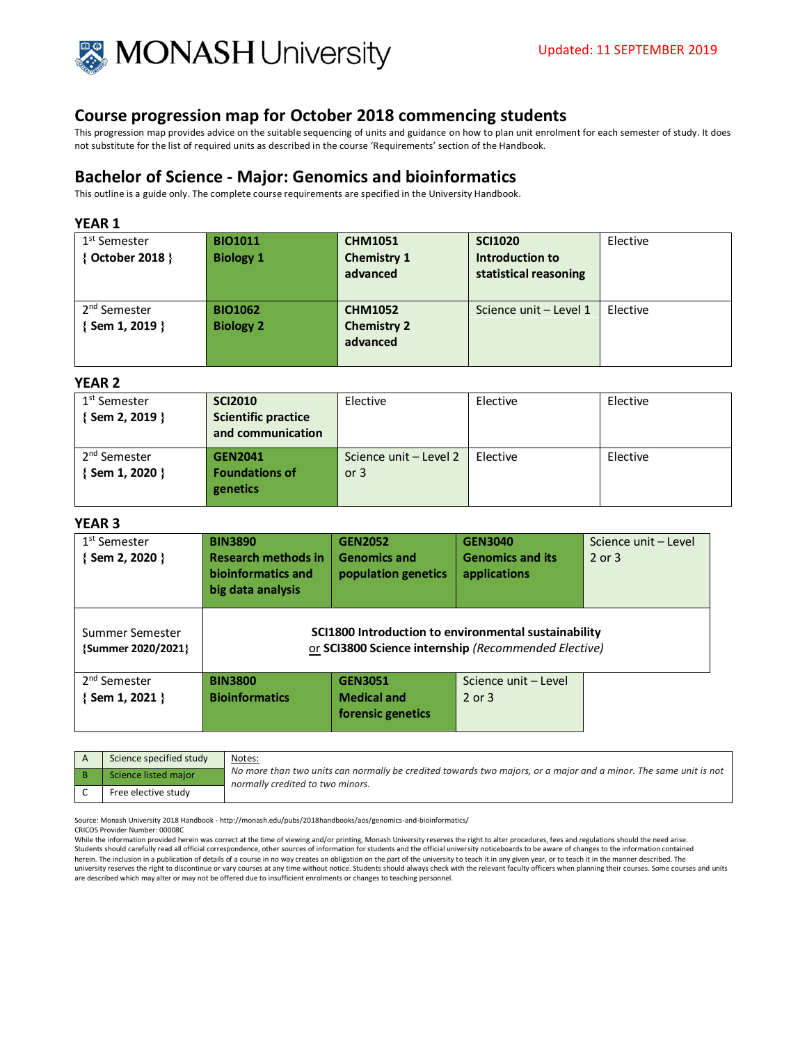Updated: 11 SEPTEMBER 2019

## Course progression map for October 2018 commencing students

This progression map provides advice on the suitable sequencing of units and guidance on how to plan unit enrolment for each semester of study. It does not substitute for the list of required units as described in the course 'Requirements' section of the Handbook.

## Bachelor of Science - Major: Genomics and bioinformatics

This outline is a guide only. The complete course requirements are specified in the University Handbook.

### YEAR 1

| Semester | | | | |
|---|---|---|---|---|
| 1st Semester { October 2018 } | **BIO1011 Biology 1** | **CHM1051 Chemistry 1 advanced** | **SCI1020 Introduction to statistical reasoning** | Elective |
| 2nd Semester { Sem 1, 2019 } | **BIO1062 Biology 2** | **CHM1052 Chemistry 2 advanced** | Science unit – Level 1 | Elective |

### YEAR 2

| Semester | | | | |
|---|---|---|---|---|
| 1st Semester { Sem 2, 2019 } | **SCI2010 Scientific practice and communication** | Elective | Elective | Elective |
| 2nd Semester { Sem 1, 2020 } | **GEN2041 Foundations of genetics** | Science unit – Level 2 or 3 | Elective | Elective |

### YEAR 3

| Semester | | | | |
|---|---|---|---|---|
| 1st Semester { Sem 2, 2020 } | **BIN3890 Research methods in bioinformatics and big data analysis** | **GEN2052 Genomics and population genetics** | **GEN3040 Genomics and its applications** | Science unit – Level 2 or 3 |
| Summer Semester {Summer 2020/2021} | **SCI1800 Introduction to environmental sustainability** or **SCI3800 Science internship** *(Recommended Elective)* | | | |
| 2nd Semester { Sem 1, 2021 } | **BIN3800 Bioinformatics** | **GEN3051 Medical and forensic genetics** | Science unit – Level 2 or 3 | |

| Key | |
|---|---|
| A | Science specified study |
| B | Science listed major |
| C | Free elective study |

Notes:
*No more than two units can normally be credited towards two majors, or a major and a minor. The same unit is not normally credited to two minors.*

Source: Monash University 2018 Handbook - http://monash.edu/pubs/2018handbooks/aos/genomics-and-bioinformatics/
CRICOS Provider Number: 00008C
While the information provided herein was correct at the time of viewing and/or printing, Monash University reserves the right to alter procedures, fees and regulations should the need arise. Students should carefully read all official correspondence, other sources of information for students and the official university noticeboards to be aware of changes to the information contained herein. The inclusion in a publication of details of a course in no way creates an obligation on the part of the university to teach it in any given year, or to teach it in the manner described. The university reserves the right to discontinue or vary courses at any time without notice. Students should always check with the relevant faculty officers when planning their courses. Some courses and units are described which may alter or may not be offered due to insufficient enrolments or changes to teaching personnel.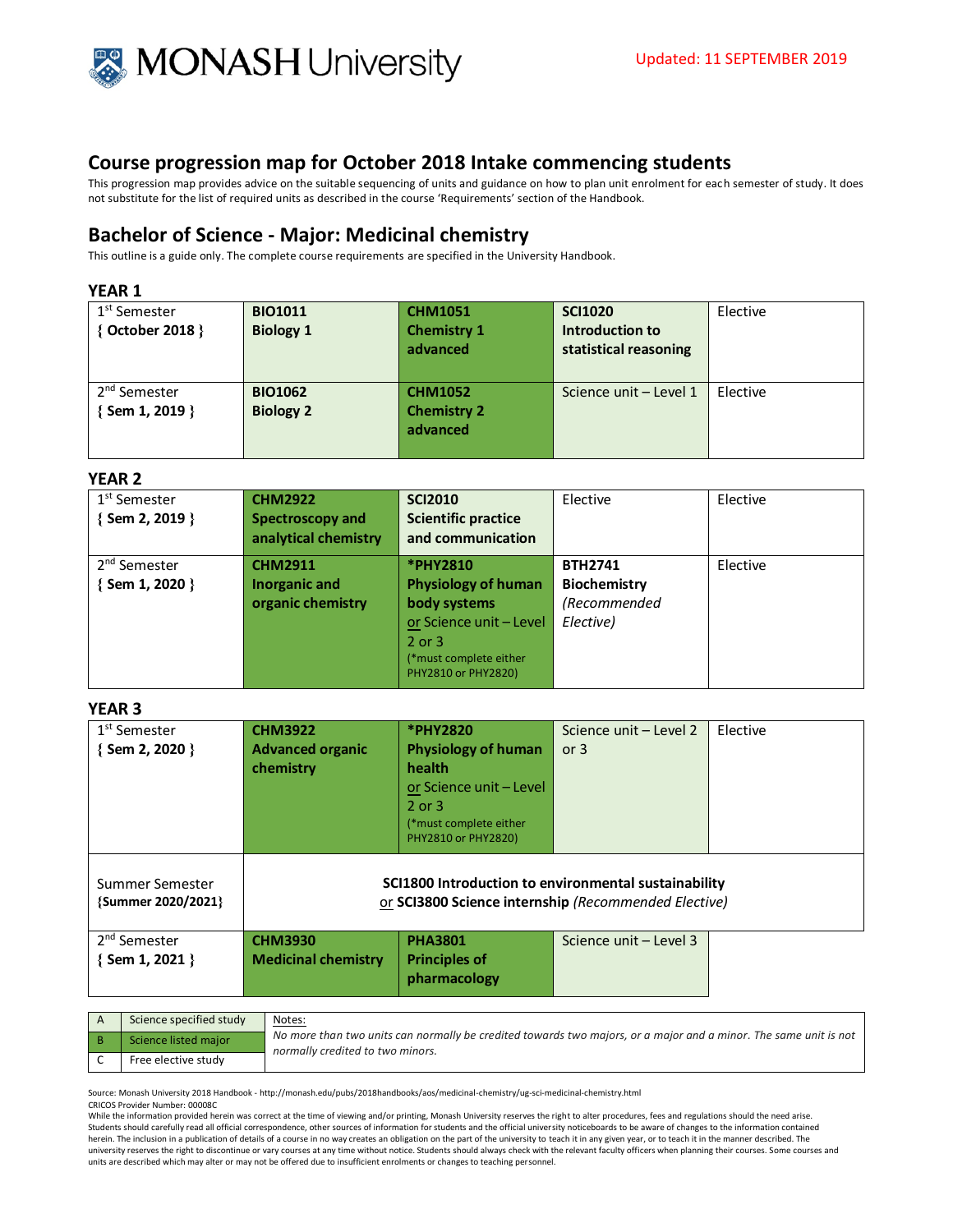Updated: 11 SEPTEMBER 2019

## Course progression map for October 2018 Intake commencing students

This progression map provides advice on the suitable sequencing of units and guidance on how to plan unit enrolment for each semester of study. It does not substitute for the list of required units as described in the course 'Requirements' section of the Handbook.

## Bachelor of Science - Major: Medicinal chemistry

This outline is a guide only. The complete course requirements are specified in the University Handbook.

### YEAR 1

| | | | | |
|---|---|---|---|---|
| 1st Semester **{ October 2018 }** | **BIO1011 Biology 1** | **CHM1051 Chemistry 1 advanced** | **SCI1020 Introduction to statistical reasoning** | Elective |
| 2nd Semester **{ Sem 1, 2019 }** | **BIO1062 Biology 2** | **CHM1052 Chemistry 2 advanced** | Science unit – Level 1 | Elective |

### YEAR 2

| | | | | |
|---|---|---|---|---|
| 1st Semester **{ Sem 2, 2019 }** | **CHM2922 Spectroscopy and analytical chemistry** | **SCI2010 Scientific practice and communication** | Elective | Elective |
| 2nd Semester **{ Sem 1, 2020 }** | **CHM2911 Inorganic and organic chemistry** | ***PHY2810 Physiology of human body systems** or Science unit – Level 2 or 3 (*must complete either PHY2810 or PHY2820) | **BTH2741 Biochemistry** *(Recommended Elective)* | Elective |

### YEAR 3

| | | | | |
|---|---|---|---|---|
| 1st Semester **{ Sem 2, 2020 }** | **CHM3922 Advanced organic chemistry** | ***PHY2820 Physiology of human health** or Science unit – Level 2 or 3 (*must complete either PHY2810 or PHY2820) | Science unit – Level 2 or 3 | Elective |
| Summer Semester **{Summer 2020/2021}** | **SCI1800 Introduction to environmental sustainability** or **SCI3800 Science internship** *(Recommended Elective)* | | | |
| 2nd Semester **{ Sem 1, 2021 }** | **CHM3930 Medicinal chemistry** | **PHA3801 Principles of pharmacology** | Science unit – Level 3 | |

| | | |
|---|---|---|
| A | Science specified study | Notes: *No more than two units can normally be credited towards two majors, or a major and a minor. The same unit is not normally credited to two minors.* |
| B | Science listed major | |
| C | Free elective study | |

Source: Monash University 2018 Handbook - http://monash.edu/pubs/2018handbooks/aos/medicinal-chemistry/ug-sci-medicinal-chemistry.html
CRICOS Provider Number: 00008C
While the information provided herein was correct at the time of viewing and/or printing, Monash University reserves the right to alter procedures, fees and regulations should the need arise. Students should carefully read all official correspondence, other sources of information for students and the official university noticeboards to be aware of changes to the information contained herein. The inclusion in a publication of details of a course in no way creates an obligation on the part of the university to teach it in any given year, or to teach it in the manner described. The university reserves the right to discontinue or vary courses at any time without notice. Students should always check with the relevant faculty officers when planning their courses. Some courses and units are described which may alter or may not be offered due to insufficient enrolments or changes to teaching personnel.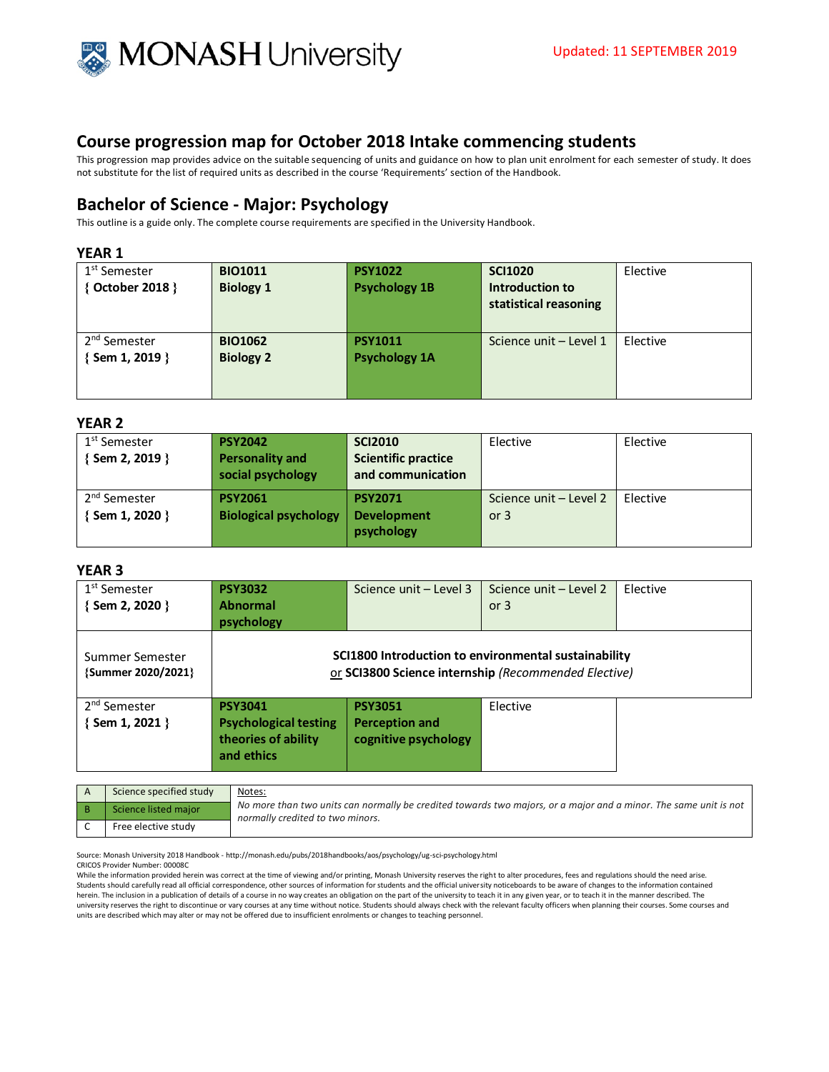Updated: 11 SEPTEMBER 2019

# Course progression map for October 2018 Intake commencing students

This progression map provides advice on the suitable sequencing of units and guidance on how to plan unit enrolment for each semester of study. It does not substitute for the list of required units as described in the course 'Requirements' section of the Handbook.

## Bachelor of Science - Major: Psychology

This outline is a guide only. The complete course requirements are specified in the University Handbook.

### YEAR 1

| Semester | | | | |
|---|---|---|---|---|
| 1st Semester **{ October 2018 }** | **BIO1011 Biology 1** | **PSY1022 Psychology 1B** | **SCI1020 Introduction to statistical reasoning** | Elective |
| 2nd Semester **{ Sem 1, 2019 }** | **BIO1062 Biology 2** | **PSY1011 Psychology 1A** | Science unit – Level 1 | Elective |

### YEAR 2

| Semester | | | | |
|---|---|---|---|---|
| 1st Semester **{ Sem 2, 2019 }** | **PSY2042 Personality and social psychology** | **SCI2010 Scientific practice and communication** | Elective | Elective |
| 2nd Semester **{ Sem 1, 2020 }** | **PSY2061 Biological psychology** | **PSY2071 Development psychology** | Science unit – Level 2 or 3 | Elective |

### YEAR 3

| Semester | | | | |
|---|---|---|---|---|
| 1st Semester **{ Sem 2, 2020 }** | **PSY3032 Abnormal psychology** | Science unit – Level 3 | Science unit – Level 2 or 3 | Elective |
| Summer Semester **{Summer 2020/2021}** | **SCI1800 Introduction to environmental sustainability** or **SCI3800 Science internship** *(Recommended Elective)* | | | |
| 2nd Semester **{ Sem 1, 2021 }** | **PSY3041 Psychological testing theories of ability and ethics** | **PSY3051 Perception and cognitive psychology** | Elective | |

| | | |
|---|---|---|
| A | Science specified study | Notes: *No more than two units can normally be credited towards two majors, or a major and a minor. The same unit is not normally credited to two minors.* |
| B | Science listed major | |
| C | Free elective study | |

Source: Monash University 2018 Handbook - http://monash.edu/pubs/2018handbooks/aos/psychology/ug-sci-psychology.html
CRICOS Provider Number: 00008C
While the information provided herein was correct at the time of viewing and/or printing, Monash University reserves the right to alter procedures, fees and regulations should the need arise. Students should carefully read all official correspondence, other sources of information for students and the official university noticeboards to be aware of changes to the information contained herein. The inclusion in a publication of details of a course in no way creates an obligation on the part of the university to teach it in any given year, or to teach it in the manner described. The university reserves the right to discontinue or vary courses at any time without notice. Students should always check with the relevant faculty officers when planning their courses. Some courses and units are described which may alter or may not be offered due to insufficient enrolments or changes to teaching personnel.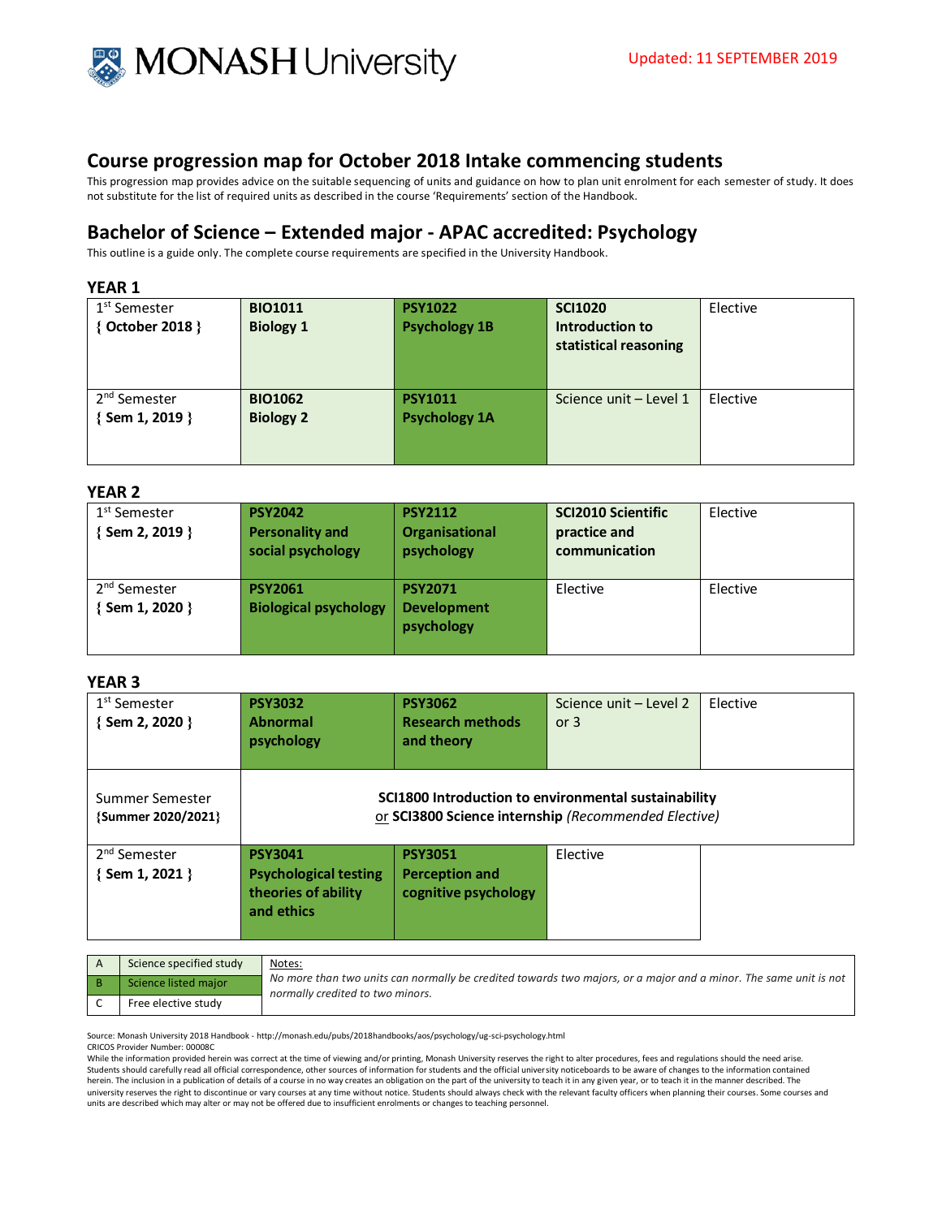MONASH University

Updated: 11 SEPTEMBER 2019

## Course progression map for October 2018 Intake commencing students

This progression map provides advice on the suitable sequencing of units and guidance on how to plan unit enrolment for each semester of study. It does not substitute for the list of required units as described in the course 'Requirements' section of the Handbook.

## Bachelor of Science – Extended major - APAC accredited: Psychology

This outline is a guide only. The complete course requirements are specified in the University Handbook.

### YEAR 1

| Semester | | | | |
|---|---|---|---|---|
| 1st Semester **{ October 2018 }** | **BIO1011 Biology 1** | **PSY1022 Psychology 1B** | **SCI1020 Introduction to statistical reasoning** | Elective |
| 2nd Semester **{ Sem 1, 2019 }** | **BIO1062 Biology 2** | **PSY1011 Psychology 1A** | Science unit – Level 1 | Elective |

### YEAR 2

| Semester | | | | |
|---|---|---|---|---|
| 1st Semester **{ Sem 2, 2019 }** | **PSY2042 Personality and social psychology** | **PSY2112 Organisational psychology** | **SCI2010 Scientific practice and communication** | Elective |
| 2nd Semester **{ Sem 1, 2020 }** | **PSY2061 Biological psychology** | **PSY2071 Development psychology** | Elective | Elective |

### YEAR 3

| Semester | | | | |
|---|---|---|---|---|
| 1st Semester **{ Sem 2, 2020 }** | **PSY3032 Abnormal psychology** | **PSY3062 Research methods and theory** | Science unit – Level 2 or 3 | Elective |
| Summer Semester **{Summer 2020/2021}** | **SCI1800 Introduction to environmental sustainability** or **SCI3800 Science internship** *(Recommended Elective)* | | | |
| 2nd Semester **{ Sem 1, 2021 }** | **PSY3041 Psychological testing theories of ability and ethics** | **PSY3051 Perception and cognitive psychology** | Elective | |

| | | Notes: |
|---|---|---|
| A | Science specified study | *No more than two units can normally be credited towards two majors, or a major and a minor. The same unit is not normally credited to two minors.* |
| B | Science listed major | |
| C | Free elective study | |

Source: Monash University 2018 Handbook - http://monash.edu/pubs/2018handbooks/aos/psychology/ug-sci-psychology.html
CRICOS Provider Number: 00008C
While the information provided herein was correct at the time of viewing and/or printing, Monash University reserves the right to alter procedures, fees and regulations should the need arise. Students should carefully read all official correspondence, other sources of information for students and the official university noticeboards to be aware of changes to the information contained herein. The inclusion in a publication of details of a course in no way creates an obligation on the part of the university to teach it in any given year, or to teach it in the manner described. The university reserves the right to discontinue or vary courses at any time without notice. Students should always check with the relevant faculty officers when planning their courses. Some courses and units are described which may alter or may not be offered due to insufficient enrolments or changes to teaching personnel.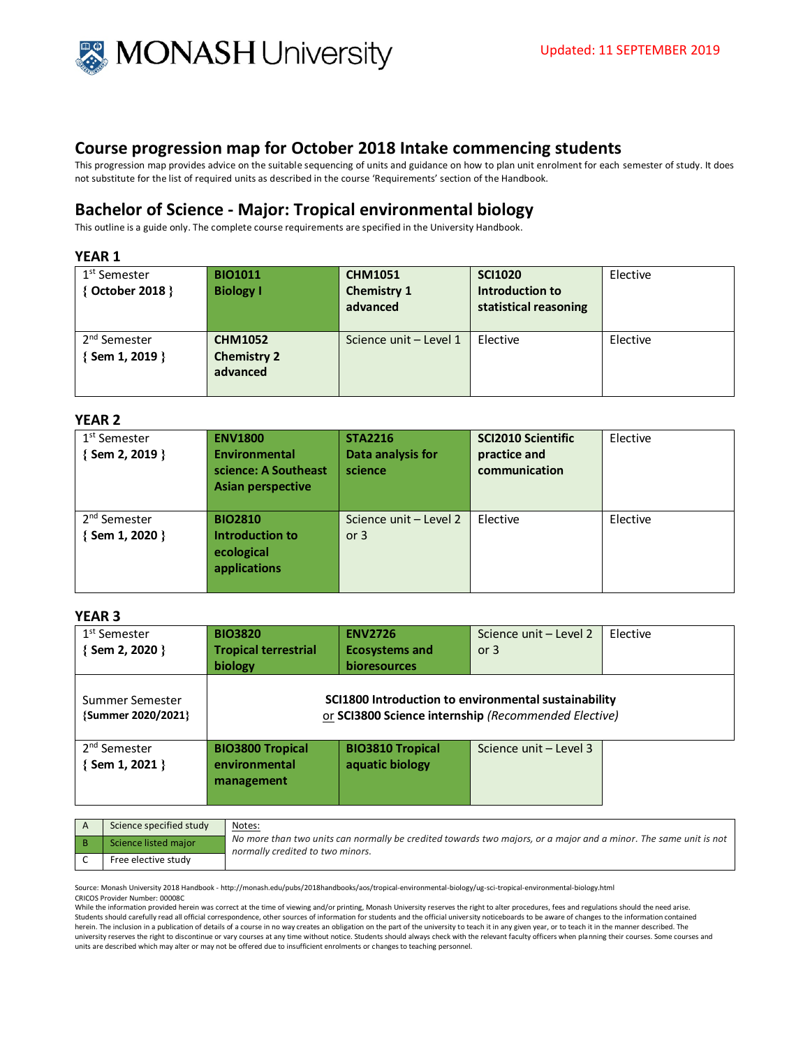Updated: 11 SEPTEMBER 2019

## Course progression map for October 2018 Intake commencing students

This progression map provides advice on the suitable sequencing of units and guidance on how to plan unit enrolment for each semester of study. It does not substitute for the list of required units as described in the course 'Requirements' section of the Handbook.

## Bachelor of Science - Major: Tropical environmental biology

This outline is a guide only. The complete course requirements are specified in the University Handbook.

### YEAR 1

| | | | | |
|---|---|---|---|---|
| 1st Semester { October 2018 } | **BIO1011 Biology I** | **CHM1051 Chemistry 1 advanced** | **SCI1020 Introduction to statistical reasoning** | Elective |
| 2nd Semester { Sem 1, 2019 } | **CHM1052 Chemistry 2 advanced** | Science unit – Level 1 | Elective | Elective |

### YEAR 2

| | | | | |
|---|---|---|---|---|
| 1st Semester { Sem 2, 2019 } | **ENV1800 Environmental science: A Southeast Asian perspective** | **STA2216 Data analysis for science** | **SCI2010 Scientific practice and communication** | Elective |
| 2nd Semester { Sem 1, 2020 } | **BIO2810 Introduction to ecological applications** | Science unit – Level 2 or 3 | Elective | Elective |

### YEAR 3

| | | | | |
|---|---|---|---|---|
| 1st Semester { Sem 2, 2020 } | **BIO3820 Tropical terrestrial biology** | **ENV2726 Ecosystems and bioresources** | Science unit – Level 2 or 3 | Elective |
| Summer Semester {Summer 2020/2021} | **SCI1800 Introduction to environmental sustainability** or **SCI3800 Science internship** *(Recommended Elective)* | | | |
| 2nd Semester { Sem 1, 2021 } | **BIO3800 Tropical environmental management** | **BIO3810 Tropical aquatic biology** | Science unit – Level 3 | |

| | | Notes: |
|---|---|---|
| A | Science specified study | *No more than two units can normally be credited towards two majors, or a major and a minor. The same unit is not normally credited to two minors.* |
| B | Science listed major | |
| C | Free elective study | |

Source: Monash University 2018 Handbook - http://monash.edu/pubs/2018handbooks/aos/tropical-environmental-biology/ug-sci-tropical-environmental-biology.html
CRICOS Provider Number: 00008C
While the information provided herein was correct at the time of viewing and/or printing, Monash University reserves the right to alter procedures, fees and regulations should the need arise. Students should carefully read all official correspondence, other sources of information for students and the official university noticeboards to be aware of changes to the information contained herein. The inclusion in a publication of details of a course in no way creates an obligation on the part of the university to teach it in any given year, or to teach it in the manner described. The university reserves the right to discontinue or vary courses at any time without notice. Students should always check with the relevant faculty officers when planning their courses. Some courses and units are described which may alter or may not be offered due to insufficient enrolments or changes to teaching personnel.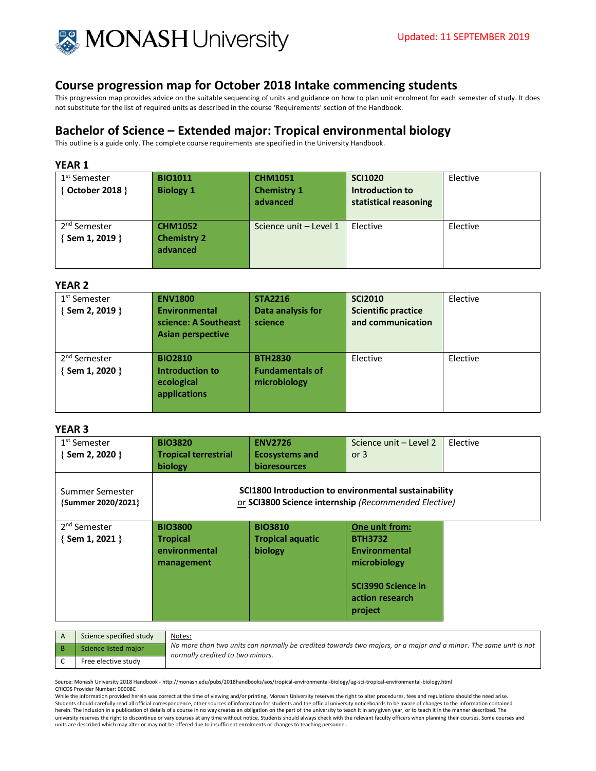**MONASH University**

Updated: 11 SEPTEMBER 2019

## Course progression map for October 2018 Intake commencing students

This progression map provides advice on the suitable sequencing of units and guidance on how to plan unit enrolment for each semester of study. It does not substitute for the list of required units as described in the course 'Requirements' section of the Handbook.

## Bachelor of Science – Extended major: Tropical environmental biology

This outline is a guide only. The complete course requirements are specified in the University Handbook.

### YEAR 1

| | | | | |
|---|---|---|---|---|
| 1st Semester<br>**{ October 2018 }** | **BIO1011**<br>**Biology 1** | **CHM1051**<br>**Chemistry 1 advanced** | **SCI1020**<br>**Introduction to statistical reasoning** | Elective |
| 2nd Semester<br>**{ Sem 1, 2019 }** | **CHM1052**<br>**Chemistry 2 advanced** | Science unit – Level 1 | Elective | Elective |

### YEAR 2

| | | | | |
|---|---|---|---|---|
| 1st Semester<br>**{ Sem 2, 2019 }** | **ENV1800**<br>**Environmental science: A Southeast Asian perspective** | **STA2216**<br>**Data analysis for science** | **SCI2010**<br>**Scientific practice and communication** | Elective |
| 2nd Semester<br>**{ Sem 1, 2020 }** | **BIO2810**<br>**Introduction to ecological applications** | **BTH2830**<br>**Fundamentals of microbiology** | Elective | Elective |

### YEAR 3

| | | | | |
|---|---|---|---|---|
| 1st Semester<br>**{ Sem 2, 2020 }** | **BIO3820**<br>**Tropical terrestrial biology** | **ENV2726**<br>**Ecosystems and bioresources** | Science unit – Level 2 or 3 | Elective |
| Summer Semester<br>**{Summer 2020/2021}** | **SCI1800 Introduction to environmental sustainability** <u>or</u> **SCI3800 Science internship** *(Recommended Elective)* | | | |
| 2nd Semester<br>**{ Sem 1, 2021 }** | **BIO3800**<br>**Tropical environmental management** | **BIO3810**<br>**Tropical aquatic biology** | **<u>One unit from:</u>**<br>**BTH3732 Environmental microbiology**<br><br>**SCI3990 Science in action research project** | |

| | |
|---|---|
| A | Science specified study |
| B | Science listed major |
| C | Free elective study |

<u>Notes:</u>
*No more than two units can normally be credited towards two majors, or a major and a minor. The same unit is not normally credited to two minors.*

Source: Monash University 2018 Handbook - http://monash.edu/pubs/2018handbooks/aos/tropical-environmental-biology/ug-sci-tropical-environmental-biology.html
CRICOS Provider Number: 00008C
While the information provided herein was correct at the time of viewing and/or printing, Monash University reserves the right to alter procedures, fees and regulations should the need arise. Students should carefully read all official correspondence, other sources of information for students and the official university noticeboards to be aware of changes to the information contained herein. The inclusion in a publication of details of a course in no way creates an obligation on the part of the university to teach it in any given year, or to teach it in the manner described. The university reserves the right to discontinue or vary courses at any time without notice. Students should always check with the relevant faculty officers when planning their courses. Some courses and units are described which may alter or may not be offered due to insufficient enrolments or changes to teaching personnel.